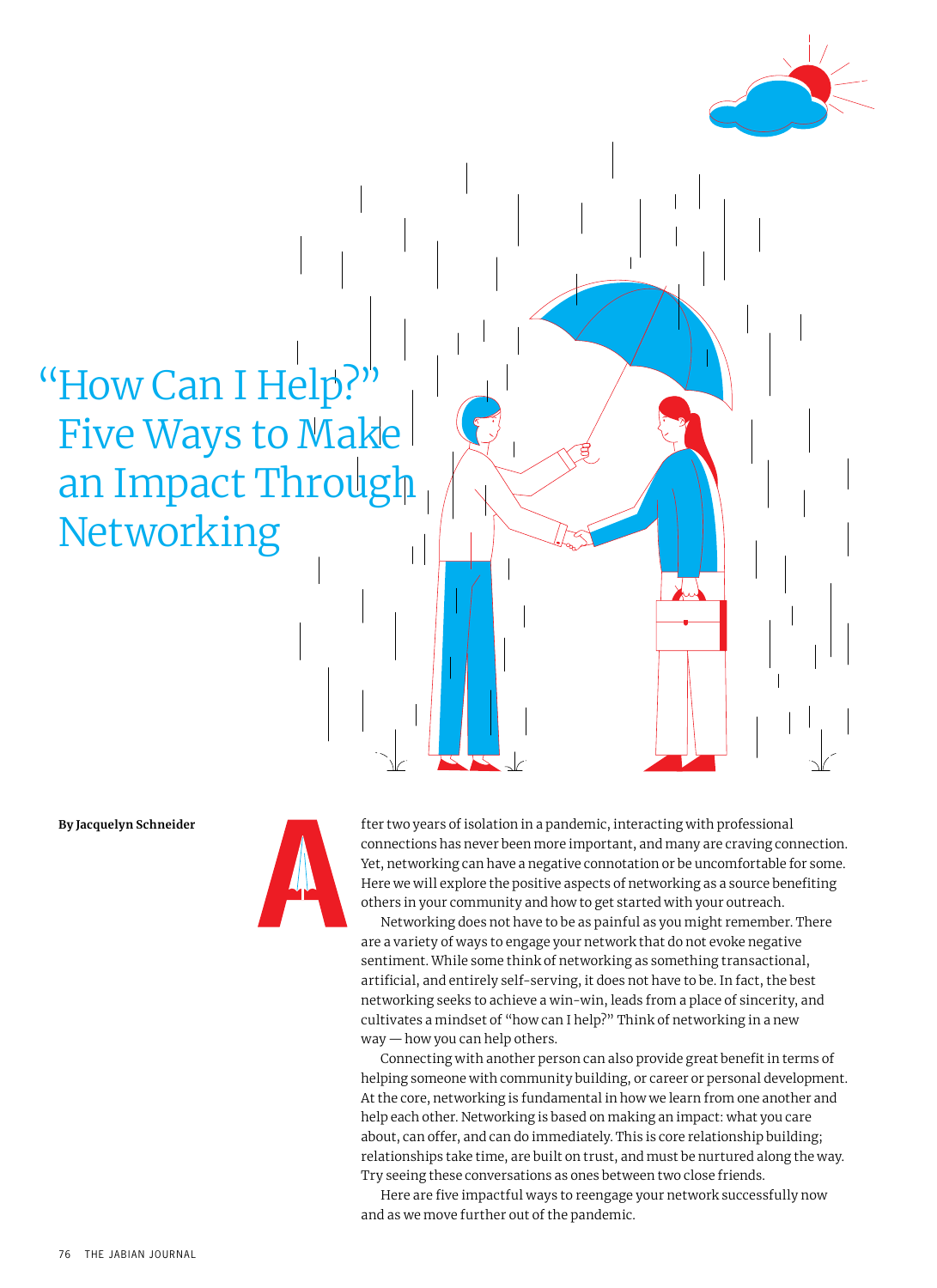# "How Can I Help?" Five Ways to Make an Impact Through Networking

**By Jacquelyn Schneider**

After two years of isolation in a pandemic, interacting with professional connections has never been more important, and many are craving connection. Yet, networking can have a negative connotation or be uncomfortable for some. Here we will explore the positive aspects of networking as a source benefiting others in your community and how to get started with your outreach.

Networking does not have to be as painful as you might remember. There are a variety of ways to engage your network that do not evoke negative sentiment. While some think of networking as something transactional, artificial, and entirely self-serving, it does not have to be. In fact, the best networking seeks to achieve a win-win, leads from a place of sincerity, and cultivates a mindset of "how can I help?" Think of networking in a new way — how you can help others.

Connecting with another person can also provide great benefit in terms of helping someone with community building, or career or personal development. At the core, networking is fundamental in how we learn from one another and help each other. Networking is based on making an impact: what you care about, can offer, and can do immediately. This is core relationship building; relationships take time, are built on trust, and must be nurtured along the way. Try seeing these conversations as ones between two close friends.

Here are five impactful ways to reengage your network successfully now and as we move further out of the pandemic.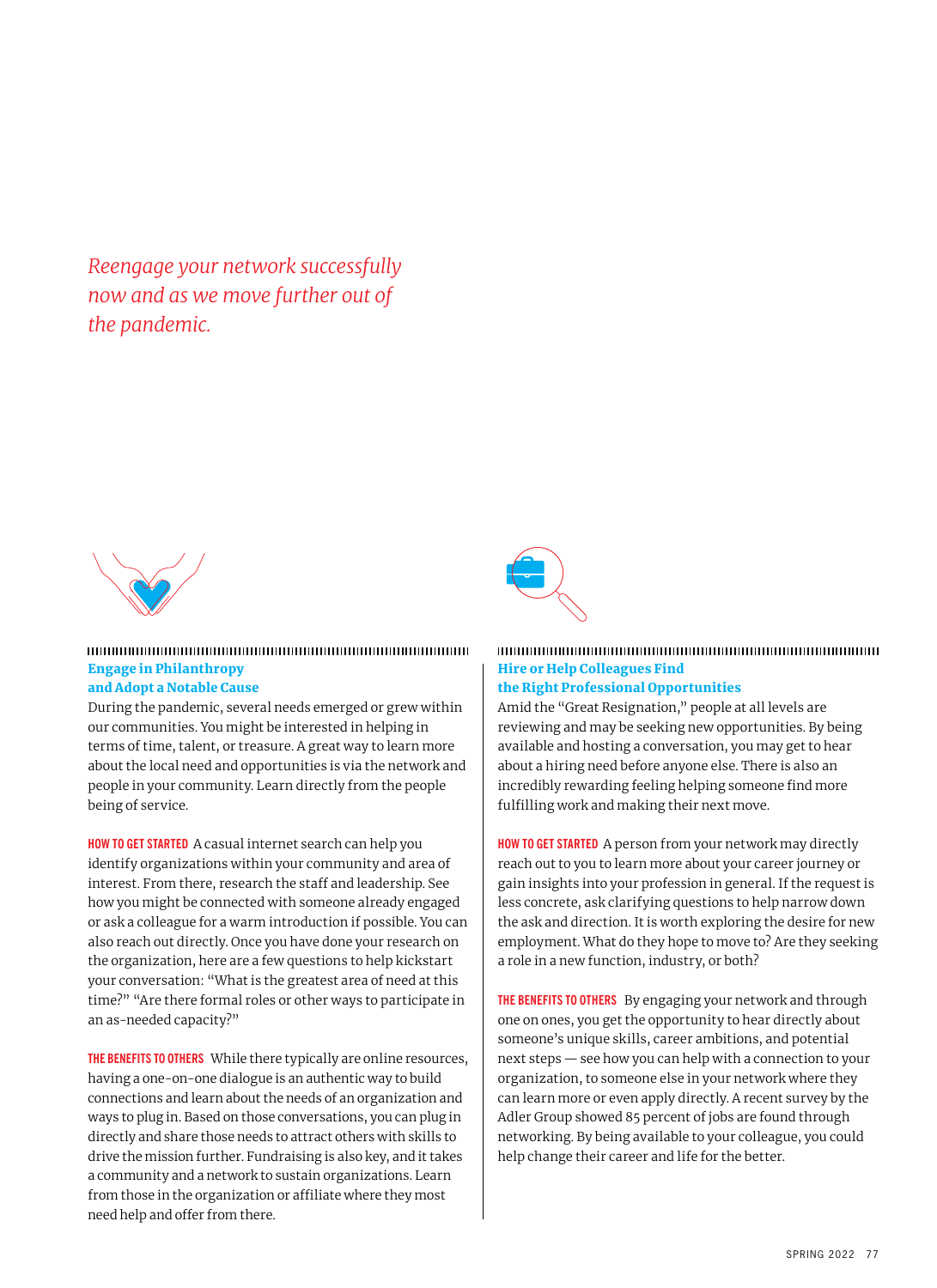*Reengage your network successfully now and as we move further out of the pandemic.*

### Engage in Philanthropy and Adopt a Notable Cause

During the pandemic, several needs emerged or grew within our communities. You might be interested in helping in terms of time, talent, or treasure. A great way to learn more about the local need and opportunities is via the network and people in your community. Learn directly from the people being of service.

**HOW TO GET STARTED** A casual internet search can help you identify organizations within your community and area of interest. From there, research the staff and leadership. See how you might be connected with someone already engaged or ask a colleague for a warm introduction if possible. You can also reach out directly. Once you have done your research on the organization, here are a few questions to help kickstart your conversation: "What is the greatest area of need at this time?" "Are there formal roles or other ways to participate in an as-needed capacity?"

**THE BENEFITS TO OTHERS** While there typically are online resources, having a one-on-one dialogue is an authentic way to build connections and learn about the needs of an organization and ways to plug in. Based on those conversations, you can plug in directly and share those needs to attract others with skills to drive the mission further. Fundraising is also key, and it takes a community and a network to sustain organizations. Learn from those in the organization or affiliate where they most need help and offer from there.

### Hire or Help Colleagues Find the Right Professional Opportunities

Amid the "Great Resignation," people at all levels are reviewing and may be seeking new opportunities. By being available and hosting a conversation, you may get to hear about a hiring need before anyone else. There is also an incredibly rewarding feeling helping someone find more fulfilling work and making their next move.

**HOW TO GET STARTED** A person from your network may directly reach out to you to learn more about your career journey or gain insights into your profession in general. If the request is less concrete, ask clarifying questions to help narrow down the ask and direction. It is worth exploring the desire for new employment. What do they hope to move to? Are they seeking a role in a new function, industry, or both?

**THE BENEFITS TO OTHERS** By engaging your network and through one on ones, you get the opportunity to hear directly about someone's unique skills, career ambitions, and potential next steps — see how you can help with a connection to your organization, to someone else in your network where they can learn more or even apply directly. A recent survey by the Adler Group showed 85 percent of jobs are found through networking. By being available to your colleague, you could help change their career and life for the better.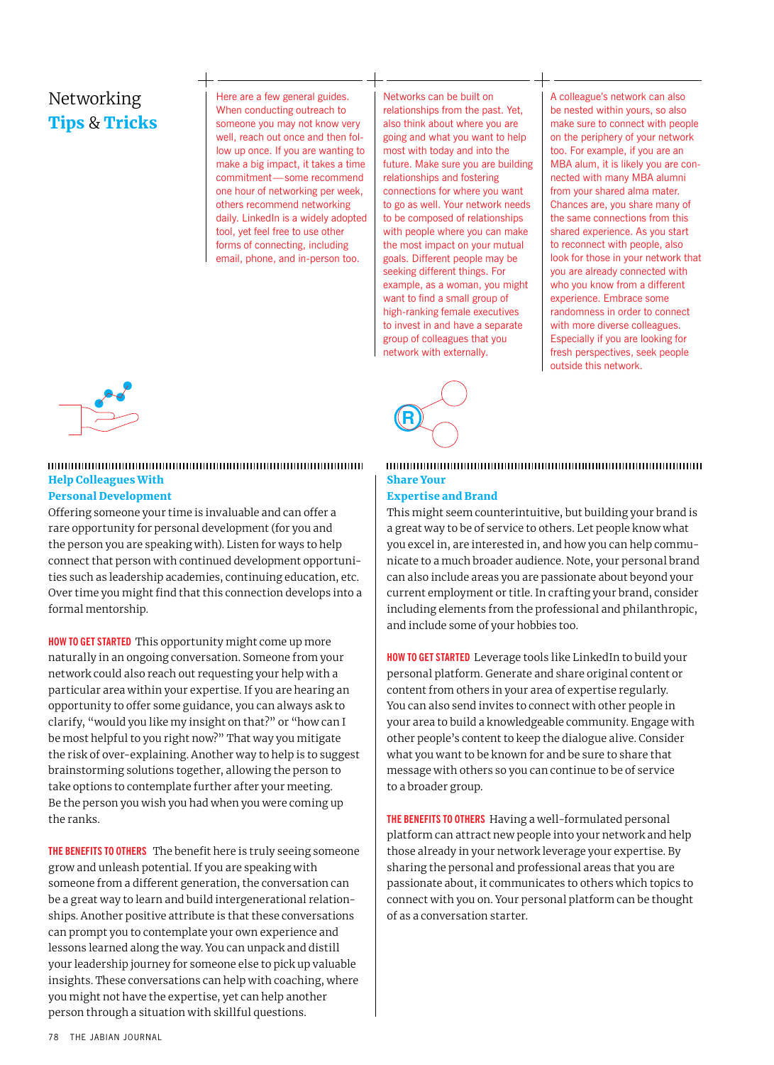## Networking Tips & Tricks

Here are a few general guides. When conducting outreach to someone you may not know very well, reach out once and then follow up once. If you are wanting to make a big impact, it takes a time commitment—some recommend one hour of networking per week, others recommend networking daily. LinkedIn is a widely adopted tool, yet feel free to use other forms of connecting, including email, phone, and in-person too.

Networks can be built on relationships from the past. Yet, also think about where you are going and what you want to help most with today and into the future. Make sure you are building relationships and fostering connections for where you want to go as well. Your network needs to be composed of relationships with people where you can make the most impact on your mutual goals. Different people may be seeking different things. For example, as a woman, you might want to find a small group of high-ranking female executives to invest in and have a separate group of colleagues that you network with externally.

A colleague's network can also be nested within yours, so also make sure to connect with people on the periphery of your network too. For example, if you are an MBA alum, it is likely you are connected with many MBA alumni from your shared alma mater. Chances are, you share many of the same connections from this shared experience. As you start to reconnect with people, also look for those in your network that you are already connected with who you know from a different experience. Embrace some randomness in order to connect with more diverse colleagues. Especially if you are looking for fresh perspectives, seek people outside this network.

### Help Colleagues With Personal Development

Offering someone your time is invaluable and can offer a rare opportunity for personal development (for you and the person you are speaking with). Listen for ways to help connect that person with continued development opportunities such as leadership academies, continuing education, etc. Over time you might find that this connection develops into a formal mentorship.

**HOW TO GET STARTED** This opportunity might come up more naturally in an ongoing conversation. Someone from your network could also reach out requesting your help with a particular area within your expertise. If you are hearing an opportunity to offer some guidance, you can always ask to clarify, "would you like my insight on that?" or "how can I be most helpful to you right now?" That way you mitigate the risk of over-explaining. Another way to help is to suggest brainstorming solutions together, allowing the person to take options to contemplate further after your meeting. Be the person you wish you had when you were coming up the ranks.

**THE BENEFITS TO OTHERS** The benefit here is truly seeing someone grow and unleash potential. If you are speaking with someone from a different generation, the conversation can be a great way to learn and build intergenerational relationships. Another positive attribute is that these conversations can prompt you to contemplate your own experience and lessons learned along the way. You can unpack and distill your leadership journey for someone else to pick up valuable insights. These conversations can help with coaching, where you might not have the expertise, yet can help another person through a situation with skillful questions.

### Share Your Expertise and Brand

This might seem counterintuitive, but building your brand is a great way to be of service to others. Let people know what you excel in, are interested in, and how you can help communicate to a much broader audience. Note, your personal brand can also include areas you are passionate about beyond your current employment or title. In crafting your brand, consider including elements from the professional and philanthropic, and include some of your hobbies too.

**HOW TO GET STARTED** Leverage tools like LinkedIn to build your personal platform. Generate and share original content or content from others in your area of expertise regularly. You can also send invites to connect with other people in your area to build a knowledgeable community. Engage with other people's content to keep the dialogue alive. Consider what you want to be known for and be sure to share that message with others so you can continue to be of service to a broader group.

**THE BENEFITS TO OTHERS** Having a well-formulated personal platform can attract new people into your network and help those already in your network leverage your expertise. By sharing the personal and professional areas that you are passionate about, it communicates to others which topics to connect with you on. Your personal platform can be thought of as a conversation starter.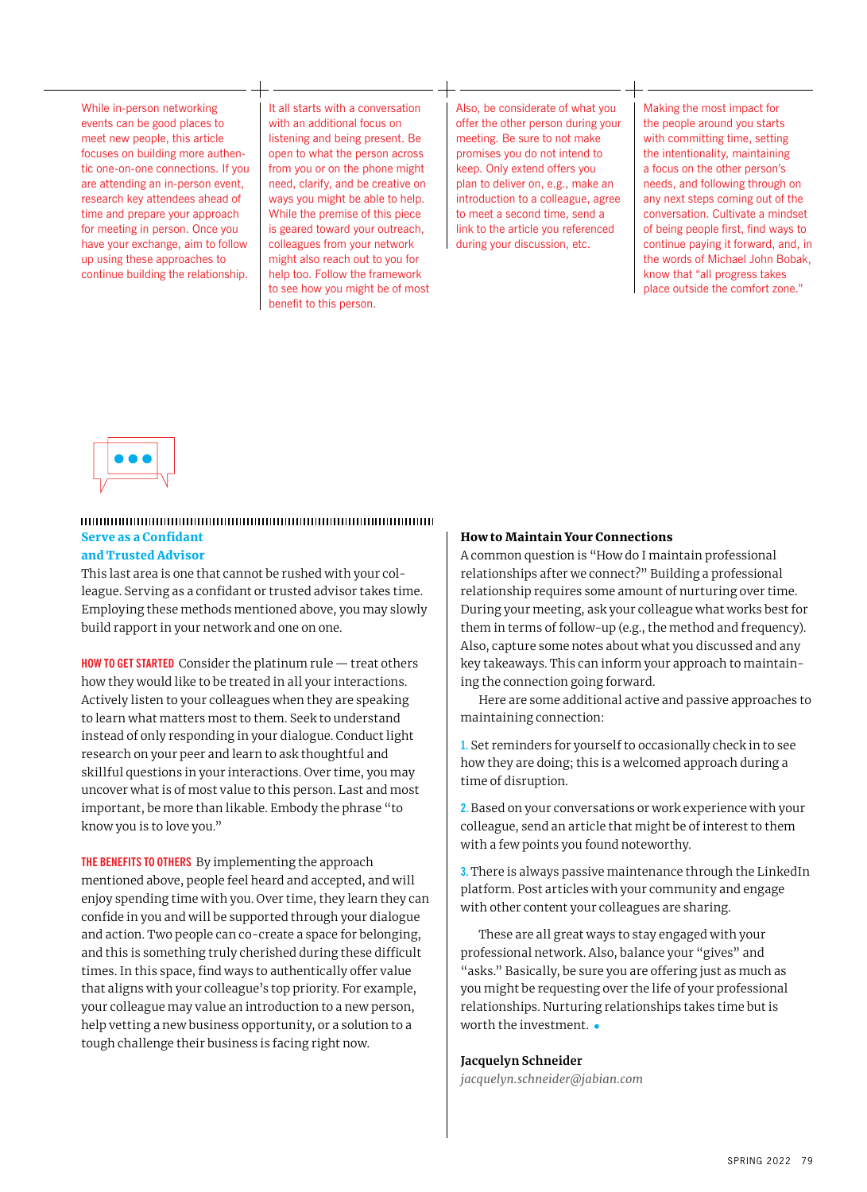While in-person networking events can be good places to meet new people, this article focuses on building more authentic one-on-one connections. If you are attending an in-person event, research key attendees ahead of time and prepare your approach for meeting in person. Once you have your exchange, aim to follow up using these approaches to continue building the relationship.

It all starts with a conversation with an additional focus on listening and being present. Be open to what the person across from you or on the phone might need, clarify, and be creative on ways you might be able to help. While the premise of this piece is geared toward your outreach, colleagues from your network might also reach out to you for help too. Follow the framework to see how you might be of most benefit to this person.

Also, be considerate of what you offer the other person during your meeting. Be sure to not make promises you do not intend to keep. Only extend offers you plan to deliver on, e.g., make an introduction to a colleague, agree to meet a second time, send a link to the article you referenced during your discussion, etc.

Making the most impact for the people around you starts with committing time, setting the intentionality, maintaining a focus on the other person's needs, and following through on any next steps coming out of the conversation. Cultivate a mindset of being people first, find ways to continue paying it forward, and, in the words of Michael John Bobak, know that "all progress takes place outside the comfort zone."

## Serve as a Confidant and Trusted Advisor

This last area is one that cannot be rushed with your colleague. Serving as a confidant or trusted advisor takes time. Employing these methods mentioned above, you may slowly build rapport in your network and one on one.

**HOW TO GET STARTED** Consider the platinum rule — treat others how they would like to be treated in all your interactions. Actively listen to your colleagues when they are speaking to learn what matters most to them. Seek to understand instead of only responding in your dialogue. Conduct light research on your peer and learn to ask thoughtful and skillful questions in your interactions. Over time, you may uncover what is of most value to this person. Last and most important, be more than likable. Embody the phrase "to know you is to love you."

**THE BENEFITS TO OTHERS** By implementing the approach mentioned above, people feel heard and accepted, and will enjoy spending time with you. Over time, they learn they can confide in you and will be supported through your dialogue and action. Two people can co-create a space for belonging, and this is something truly cherished during these difficult times. In this space, find ways to authentically offer value that aligns with your colleague's top priority. For example, your colleague may value an introduction to a new person, help vetting a new business opportunity, or a solution to a tough challenge their business is facing right now.

### How to Maintain Your Connections

A common question is "How do I maintain professional relationships after we connect?" Building a professional relationship requires some amount of nurturing over time. During your meeting, ask your colleague what works best for them in terms of follow-up (e.g., the method and frequency). Also, capture some notes about what you discussed and any key takeaways. This can inform your approach to maintaining the connection going forward.

Here are some additional active and passive approaches to maintaining connection:

1. Set reminders for yourself to occasionally check in to see how they are doing; this is a welcomed approach during a time of disruption.

2. Based on your conversations or work experience with your colleague, send an article that might be of interest to them with a few points you found noteworthy.

3. There is always passive maintenance through the LinkedIn platform. Post articles with your community and engage with other content your colleagues are sharing.

These are all great ways to stay engaged with your professional network. Also, balance your "gives" and "asks." Basically, be sure you are offering just as much as you might be requesting over the life of your professional relationships. Nurturing relationships takes time but is worth the investment. •

**Jacquelyn Schneider**
*jacquelyn.schneider@jabian.com*